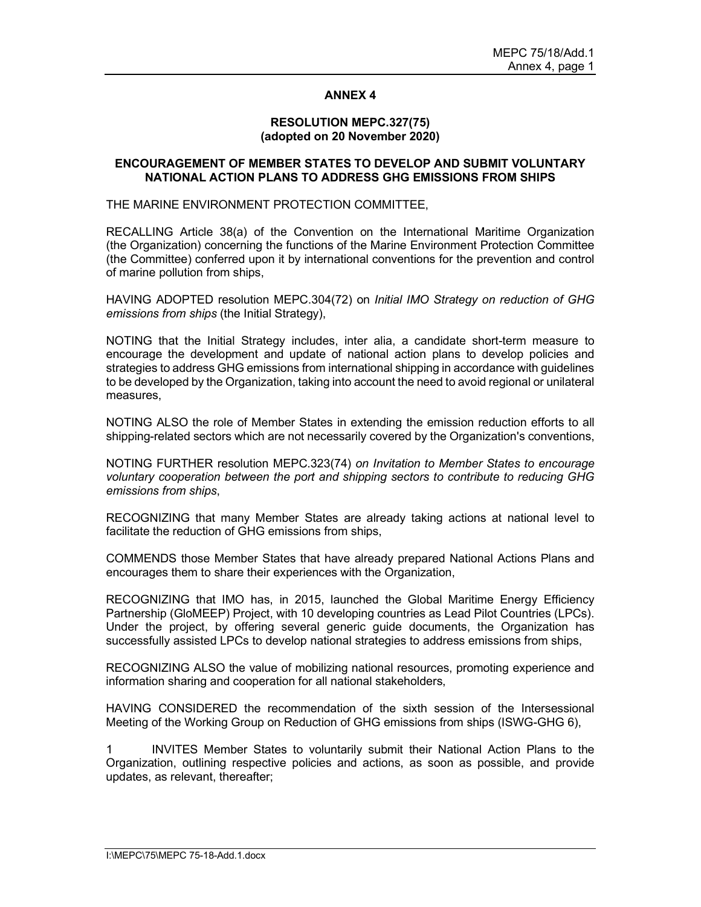## ANNEX 4

### RESOLUTION MEPC.327(75) (adopted on 20 November 2020)

### ENCOURAGEMENT OF MEMBER STATES TO DEVELOP AND SUBMIT VOLUNTARY NATIONAL ACTION PLANS TO ADDRESS GHG EMISSIONS FROM SHIPS

THE MARINE ENVIRONMENT PROTECTION COMMITTEE,

RECALLING Article 38(a) of the Convention on the International Maritime Organization (the Organization) concerning the functions of the Marine Environment Protection Committee (the Committee) conferred upon it by international conventions for the prevention and control of marine pollution from ships,

HAVING ADOPTED resolution MEPC.304(72) on *Initial IMO Strategy on reduction of GHG emissions from ships* (the Initial Strategy),

NOTING that the Initial Strategy includes, inter alia, a candidate short-term measure to encourage the development and update of national action plans to develop policies and strategies to address GHG emissions from international shipping in accordance with guidelines to be developed by the Organization, taking into account the need to avoid regional or unilateral measures,

NOTING ALSO the role of Member States in extending the emission reduction efforts to all shipping-related sectors which are not necessarily covered by the Organization's conventions,

NOTING FURTHER resolution MEPC.323(74) *on Invitation to Member States to encourage voluntary cooperation between the port and shipping sectors to contribute to reducing GHG emissions from ships*,

RECOGNIZING that many Member States are already taking actions at national level to facilitate the reduction of GHG emissions from ships,

COMMENDS those Member States that have already prepared National Actions Plans and encourages them to share their experiences with the Organization,

RECOGNIZING that IMO has, in 2015, launched the Global Maritime Energy Efficiency Partnership (GloMEEP) Project, with 10 developing countries as Lead Pilot Countries (LPCs). Under the project, by offering several generic guide documents, the Organization has successfully assisted LPCs to develop national strategies to address emissions from ships,

RECOGNIZING ALSO the value of mobilizing national resources, promoting experience and information sharing and cooperation for all national stakeholders,

HAVING CONSIDERED the recommendation of the sixth session of the Intersessional Meeting of the Working Group on Reduction of GHG emissions from ships (ISWG-GHG 6),

1 INVITES Member States to voluntarily submit their National Action Plans to the Organization, outlining respective policies and actions, as soon as possible, and provide updates, as relevant, thereafter;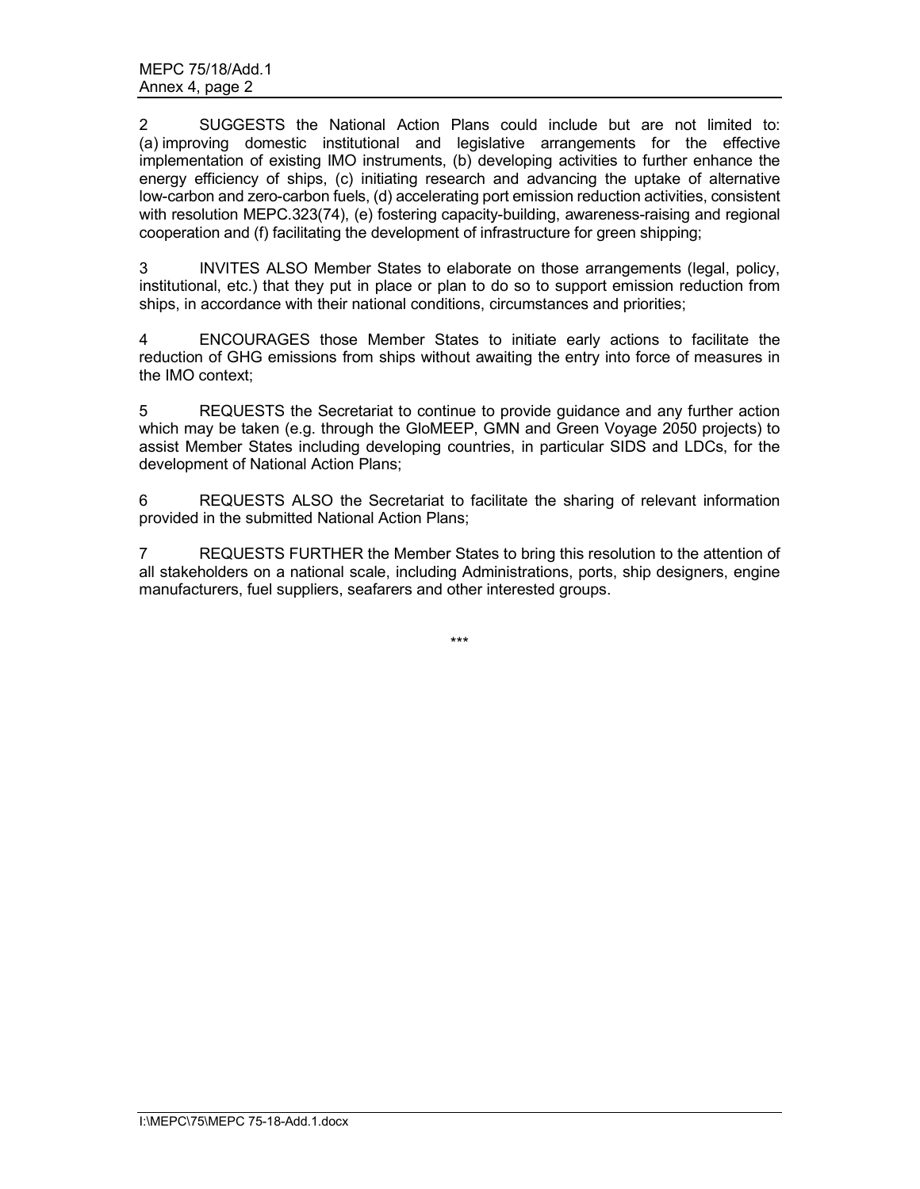2 SUGGESTS the National Action Plans could include but are not limited to: (a) improving domestic institutional and legislative arrangements for the effective implementation of existing IMO instruments, (b) developing activities to further enhance the energy efficiency of ships, (c) initiating research and advancing the uptake of alternative low-carbon and zero-carbon fuels, (d) accelerating port emission reduction activities, consistent with resolution MEPC.323(74), (e) fostering capacity-building, awareness-raising and regional cooperation and (f) facilitating the development of infrastructure for green shipping;

3 INVITES ALSO Member States to elaborate on those arrangements (legal, policy, institutional, etc.) that they put in place or plan to do so to support emission reduction from ships, in accordance with their national conditions, circumstances and priorities;

4 ENCOURAGES those Member States to initiate early actions to facilitate the reduction of GHG emissions from ships without awaiting the entry into force of measures in the IMO context;

5 REQUESTS the Secretariat to continue to provide guidance and any further action which may be taken (e.g. through the GloMEEP, GMN and Green Voyage 2050 projects) to assist Member States including developing countries, in particular SIDS and LDCs, for the development of National Action Plans;

6 REQUESTS ALSO the Secretariat to facilitate the sharing of relevant information provided in the submitted National Action Plans;

7 REQUESTS FURTHER the Member States to bring this resolution to the attention of all stakeholders on a national scale, including Administrations, ports, ship designers, engine manufacturers, fuel suppliers, seafarers and other interested groups.

***